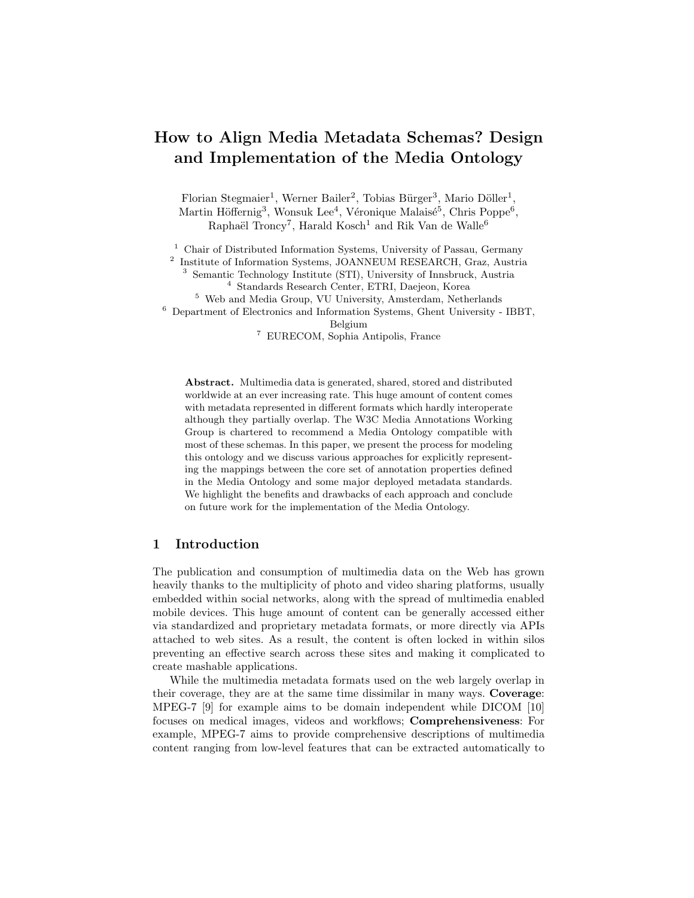# How to Align Media Metadata Schemas? Design and Implementation of the Media Ontology

Florian Stegmaier[1], Werner Bailer[2], Tobias Bürger[3], Mario Döller[1], Martin Höffernig[3], Wonsuk Lee[4], Véronique Malaisé[5], Chris Poppe[6], Raphaël Troncy[7], Harald Kosch[1] and Rik Van de Walle[6]

[1] Chair of Distributed Information Systems, University of Passau, Germany
[2] Institute of Information Systems, JOANNEUM RESEARCH, Graz, Austria
[3] Semantic Technology Institute (STI), University of Innsbruck, Austria
[4] Standards Research Center, ETRI, Daejeon, Korea
[5] Web and Media Group, VU University, Amsterdam, Netherlands
[6] Department of Electronics and Information Systems, Ghent University - IBBT, Belgium
[7] EURECOM, Sophia Antipolis, France

**Abstract.** Multimedia data is generated, shared, stored and distributed worldwide at an ever increasing rate. This huge amount of content comes with metadata represented in different formats which hardly interoperate although they partially overlap. The W3C Media Annotations Working Group is chartered to recommend a Media Ontology compatible with most of these schemas. In this paper, we present the process for modeling this ontology and we discuss various approaches for explicitly representing the mappings between the core set of annotation properties defined in the Media Ontology and some major deployed metadata standards. We highlight the benefits and drawbacks of each approach and conclude on future work for the implementation of the Media Ontology.

## 1 Introduction

The publication and consumption of multimedia data on the Web has grown heavily thanks to the multiplicity of photo and video sharing platforms, usually embedded within social networks, along with the spread of multimedia enabled mobile devices. This huge amount of content can be generally accessed either via standardized and proprietary metadata formats, or more directly via APIs attached to web sites. As a result, the content is often locked in within silos preventing an effective search across these sites and making it complicated to create mashable applications.

While the multimedia metadata formats used on the web largely overlap in their coverage, they are at the same time dissimilar in many ways. **Coverage**: MPEG-7 [9] for example aims to be domain independent while DICOM [10] focuses on medical images, videos and workflows; **Comprehensiveness**: For example, MPEG-7 aims to provide comprehensive descriptions of multimedia content ranging from low-level features that can be extracted automatically to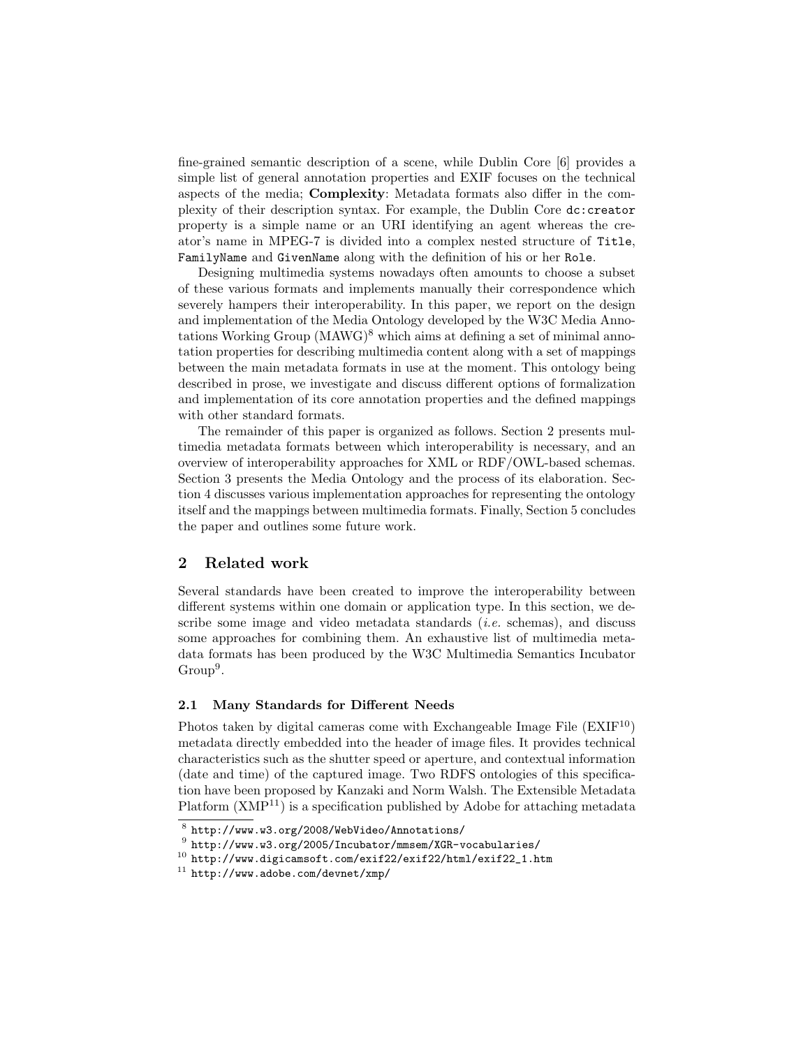fine-grained semantic description of a scene, while Dublin Core [6] provides a simple list of general annotation properties and EXIF focuses on the technical aspects of the media; **Complexity**: Metadata formats also differ in the complexity of their description syntax. For example, the Dublin Core `dc:creator` property is a simple name or an URI identifying an agent whereas the creator's name in MPEG-7 is divided into a complex nested structure of `Title`, `FamilyName` and `GivenName` along with the definition of his or her `Role`.

Designing multimedia systems nowadays often amounts to choose a subset of these various formats and implements manually their correspondence which severely hampers their interoperability. In this paper, we report on the design and implementation of the Media Ontology developed by the W3C Media Annotations Working Group (MAWG)[8] which aims at defining a set of minimal annotation properties for describing multimedia content along with a set of mappings between the main metadata formats in use at the moment. This ontology being described in prose, we investigate and discuss different options of formalization and implementation of its core annotation properties and the defined mappings with other standard formats.

The remainder of this paper is organized as follows. Section 2 presents multimedia metadata formats between which interoperability is necessary, and an overview of interoperability approaches for XML or RDF/OWL-based schemas. Section 3 presents the Media Ontology and the process of its elaboration. Section 4 discusses various implementation approaches for representing the ontology itself and the mappings between multimedia formats. Finally, Section 5 concludes the paper and outlines some future work.

## 2 Related work

Several standards have been created to improve the interoperability between different systems within one domain or application type. In this section, we describe some image and video metadata standards (*i.e.* schemas), and discuss some approaches for combining them. An exhaustive list of multimedia metadata formats has been produced by the W3C Multimedia Semantics Incubator Group[9].

### 2.1 Many Standards for Different Needs

Photos taken by digital cameras come with Exchangeable Image File (EXIF[10]) metadata directly embedded into the header of image files. It provides technical characteristics such as the shutter speed or aperture, and contextual information (date and time) of the captured image. Two RDFS ontologies of this specification have been proposed by Kanzaki and Norm Walsh. The Extensible Metadata Platform (XMP[11]) is a specification published by Adobe for attaching metadata

[8] `http://www.w3.org/2008/WebVideo/Annotations/`

[9] `http://www.w3.org/2005/Incubator/mmsem/XGR-vocabularies/`

[10] `http://www.digicamsoft.com/exif22/exif22/html/exif22_1.htm`

[11] `http://www.adobe.com/devnet/xmp/`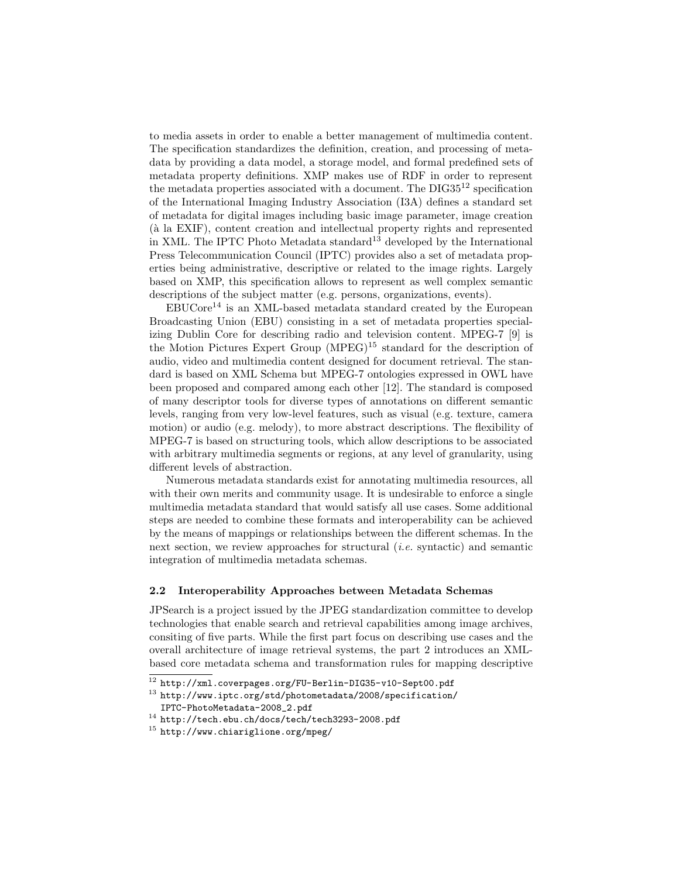to media assets in order to enable a better management of multimedia content. The specification standardizes the definition, creation, and processing of metadata by providing a data model, a storage model, and formal predefined sets of metadata property definitions. XMP makes use of RDF in order to represent the metadata properties associated with a document. The DIG35[12] specification of the International Imaging Industry Association (I3A) defines a standard set of metadata for digital images including basic image parameter, image creation (à la EXIF), content creation and intellectual property rights and represented in XML. The IPTC Photo Metadata standard[13] developed by the International Press Telecommunication Council (IPTC) provides also a set of metadata properties being administrative, descriptive or related to the image rights. Largely based on XMP, this specification allows to represent as well complex semantic descriptions of the subject matter (e.g. persons, organizations, events).

EBUCore[14] is an XML-based metadata standard created by the European Broadcasting Union (EBU) consisting in a set of metadata properties specializing Dublin Core for describing radio and television content. MPEG-7 [9] is the Motion Pictures Expert Group (MPEG)[15] standard for the description of audio, video and multimedia content designed for document retrieval. The standard is based on XML Schema but MPEG-7 ontologies expressed in OWL have been proposed and compared among each other [12]. The standard is composed of many descriptor tools for diverse types of annotations on different semantic levels, ranging from very low-level features, such as visual (e.g. texture, camera motion) or audio (e.g. melody), to more abstract descriptions. The flexibility of MPEG-7 is based on structuring tools, which allow descriptions to be associated with arbitrary multimedia segments or regions, at any level of granularity, using different levels of abstraction.

Numerous metadata standards exist for annotating multimedia resources, all with their own merits and community usage. It is undesirable to enforce a single multimedia metadata standard that would satisfy all use cases. Some additional steps are needed to combine these formats and interoperability can be achieved by the means of mappings or relationships between the different schemas. In the next section, we review approaches for structural (*i.e.* syntactic) and semantic integration of multimedia metadata schemas.

### 2.2 Interoperability Approaches between Metadata Schemas

JPSearch is a project issued by the JPEG standardization committee to develop technologies that enable search and retrieval capabilities among image archives, consiting of five parts. While the first part focus on describing use cases and the overall architecture of image retrieval systems, the part 2 introduces an XML-based core metadata schema and transformation rules for mapping descriptive

---

[12] http://xml.coverpages.org/FU-Berlin-DIG35-v10-Sept00.pdf

[13] http://www.iptc.org/std/photometadata/2008/specification/IPTC-PhotoMetadata-2008_2.pdf

[14] http://tech.ebu.ch/docs/tech/tech3293-2008.pdf

[15] http://www.chiariglione.org/mpeg/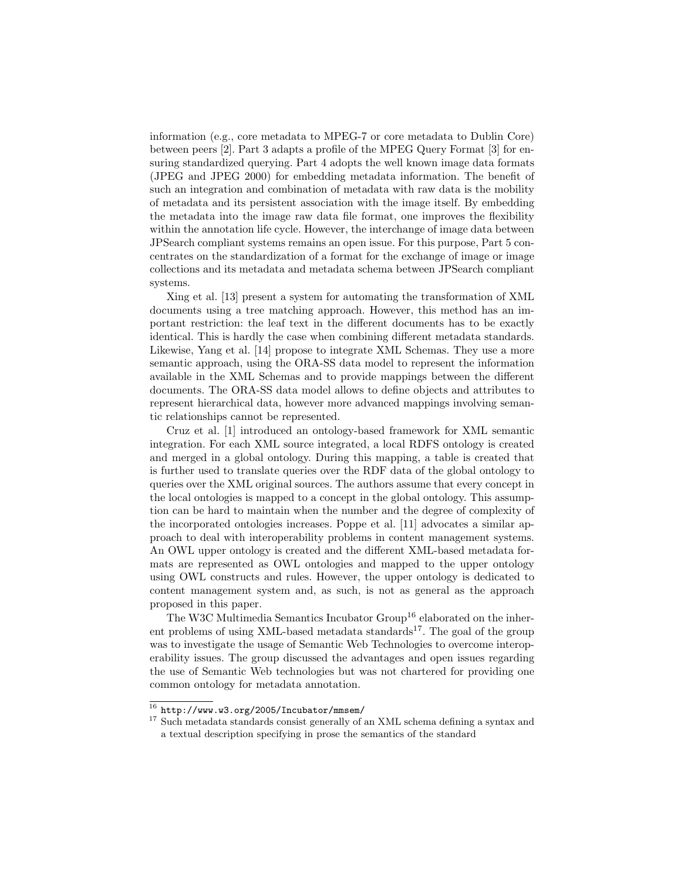information (e.g., core metadata to MPEG-7 or core metadata to Dublin Core) between peers [2]. Part 3 adapts a profile of the MPEG Query Format [3] for ensuring standardized querying. Part 4 adopts the well known image data formats (JPEG and JPEG 2000) for embedding metadata information. The benefit of such an integration and combination of metadata with raw data is the mobility of metadata and its persistent association with the image itself. By embedding the metadata into the image raw data file format, one improves the flexibility within the annotation life cycle. However, the interchange of image data between JPSearch compliant systems remains an open issue. For this purpose, Part 5 concentrates on the standardization of a format for the exchange of image or image collections and its metadata and metadata schema between JPSearch compliant systems.

Xing et al. [13] present a system for automating the transformation of XML documents using a tree matching approach. However, this method has an important restriction: the leaf text in the different documents has to be exactly identical. This is hardly the case when combining different metadata standards. Likewise, Yang et al. [14] propose to integrate XML Schemas. They use a more semantic approach, using the ORA-SS data model to represent the information available in the XML Schemas and to provide mappings between the different documents. The ORA-SS data model allows to define objects and attributes to represent hierarchical data, however more advanced mappings involving semantic relationships cannot be represented.

Cruz et al. [1] introduced an ontology-based framework for XML semantic integration. For each XML source integrated, a local RDFS ontology is created and merged in a global ontology. During this mapping, a table is created that is further used to translate queries over the RDF data of the global ontology to queries over the XML original sources. The authors assume that every concept in the local ontologies is mapped to a concept in the global ontology. This assumption can be hard to maintain when the number and the degree of complexity of the incorporated ontologies increases. Poppe et al. [11] advocates a similar approach to deal with interoperability problems in content management systems. An OWL upper ontology is created and the different XML-based metadata formats are represented as OWL ontologies and mapped to the upper ontology using OWL constructs and rules. However, the upper ontology is dedicated to content management system and, as such, is not as general as the approach proposed in this paper.

The W3C Multimedia Semantics Incubator Group[16] elaborated on the inherent problems of using XML-based metadata standards[17]. The goal of the group was to investigate the usage of Semantic Web Technologies to overcome interoperability issues. The group discussed the advantages and open issues regarding the use of Semantic Web technologies but was not chartered for providing one common ontology for metadata annotation.

[16] `http://www.w3.org/2005/Incubator/mmsem/`

[17] Such metadata standards consist generally of an XML schema defining a syntax and a textual description specifying in prose the semantics of the standard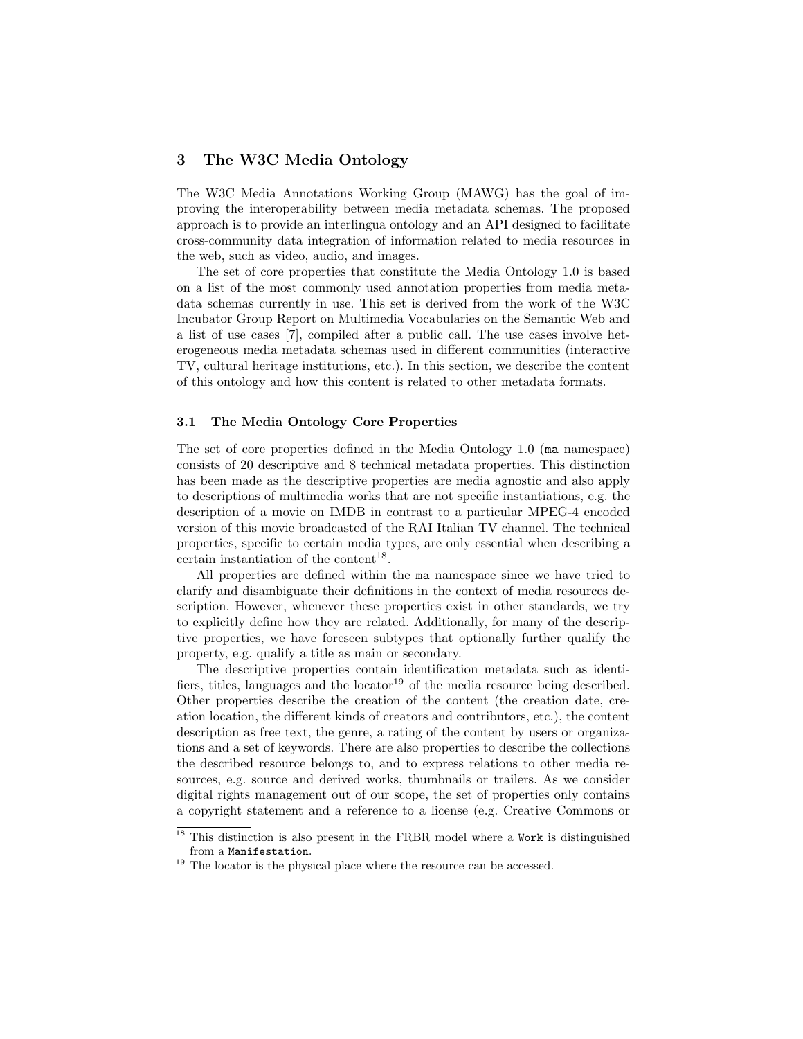## 3 The W3C Media Ontology

The W3C Media Annotations Working Group (MAWG) has the goal of improving the interoperability between media metadata schemas. The proposed approach is to provide an interlingua ontology and an API designed to facilitate cross-community data integration of information related to media resources in the web, such as video, audio, and images.

The set of core properties that constitute the Media Ontology 1.0 is based on a list of the most commonly used annotation properties from media metadata schemas currently in use. This set is derived from the work of the W3C Incubator Group Report on Multimedia Vocabularies on the Semantic Web and a list of use cases [7], compiled after a public call. The use cases involve heterogeneous media metadata schemas used in different communities (interactive TV, cultural heritage institutions, etc.). In this section, we describe the content of this ontology and how this content is related to other metadata formats.

### 3.1 The Media Ontology Core Properties

The set of core properties defined in the Media Ontology 1.0 (`ma` namespace) consists of 20 descriptive and 8 technical metadata properties. This distinction has been made as the descriptive properties are media agnostic and also apply to descriptions of multimedia works that are not specific instantiations, e.g. the description of a movie on IMDB in contrast to a particular MPEG-4 encoded version of this movie broadcasted of the RAI Italian TV channel. The technical properties, specific to certain media types, are only essential when describing a certain instantiation of the content[18].

All properties are defined within the `ma` namespace since we have tried to clarify and disambiguate their definitions in the context of media resources description. However, whenever these properties exist in other standards, we try to explicitly define how they are related. Additionally, for many of the descriptive properties, we have foreseen subtypes that optionally further qualify the property, e.g. qualify a title as main or secondary.

The descriptive properties contain identification metadata such as identifiers, titles, languages and the locator[19] of the media resource being described. Other properties describe the creation of the content (the creation date, creation location, the different kinds of creators and contributors, etc.), the content description as free text, the genre, a rating of the content by users or organizations and a set of keywords. There are also properties to describe the collections the described resource belongs to, and to express relations to other media resources, e.g. source and derived works, thumbnails or trailers. As we consider digital rights management out of our scope, the set of properties only contains a copyright statement and a reference to a license (e.g. Creative Commons or

[18] This distinction is also present in the FRBR model where a `Work` is distinguished from a `Manifestation`.

[19] The locator is the physical place where the resource can be accessed.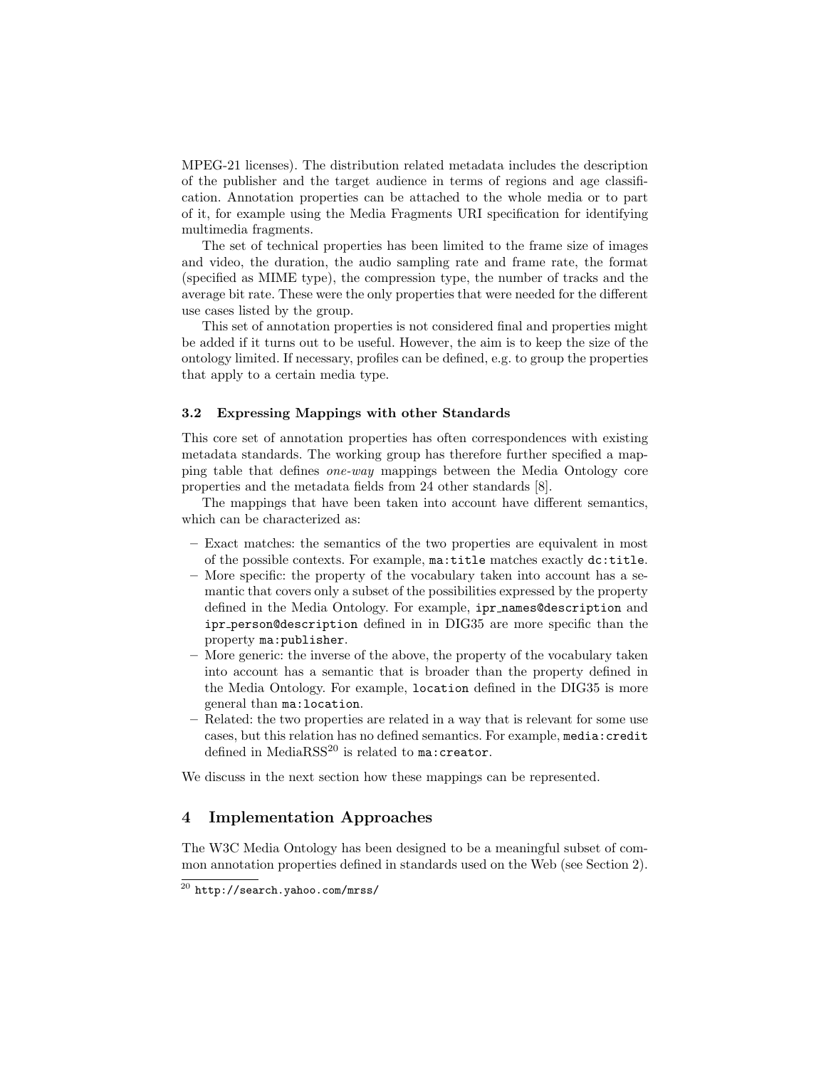MPEG-21 licenses). The distribution related metadata includes the description of the publisher and the target audience in terms of regions and age classification. Annotation properties can be attached to the whole media or to part of it, for example using the Media Fragments URI specification for identifying multimedia fragments.

The set of technical properties has been limited to the frame size of images and video, the duration, the audio sampling rate and frame rate, the format (specified as MIME type), the compression type, the number of tracks and the average bit rate. These were the only properties that were needed for the different use cases listed by the group.

This set of annotation properties is not considered final and properties might be added if it turns out to be useful. However, the aim is to keep the size of the ontology limited. If necessary, profiles can be defined, e.g. to group the properties that apply to a certain media type.

### 3.2 Expressing Mappings with other Standards

This core set of annotation properties has often correspondences with existing metadata standards. The working group has therefore further specified a mapping table that defines *one-way* mappings between the Media Ontology core properties and the metadata fields from 24 other standards [8].

The mappings that have been taken into account have different semantics, which can be characterized as:

- Exact matches: the semantics of the two properties are equivalent in most of the possible contexts. For example, `ma:title` matches exactly `dc:title`.
- More specific: the property of the vocabulary taken into account has a semantic that covers only a subset of the possibilities expressed by the property defined in the Media Ontology. For example, `ipr_names@description` and `ipr_person@description` defined in in DIG35 are more specific than the property `ma:publisher`.
- More generic: the inverse of the above, the property of the vocabulary taken into account has a semantic that is broader than the property defined in the Media Ontology. For example, `location` defined in the DIG35 is more general than `ma:location`.
- Related: the two properties are related in a way that is relevant for some use cases, but this relation has no defined semantics. For example, `media:credit` defined in MediaRSS[20] is related to `ma:creator`.

We discuss in the next section how these mappings can be represented.

## 4 Implementation Approaches

The W3C Media Ontology has been designed to be a meaningful subset of common annotation properties defined in standards used on the Web (see Section 2).

[20] `http://search.yahoo.com/mrss/`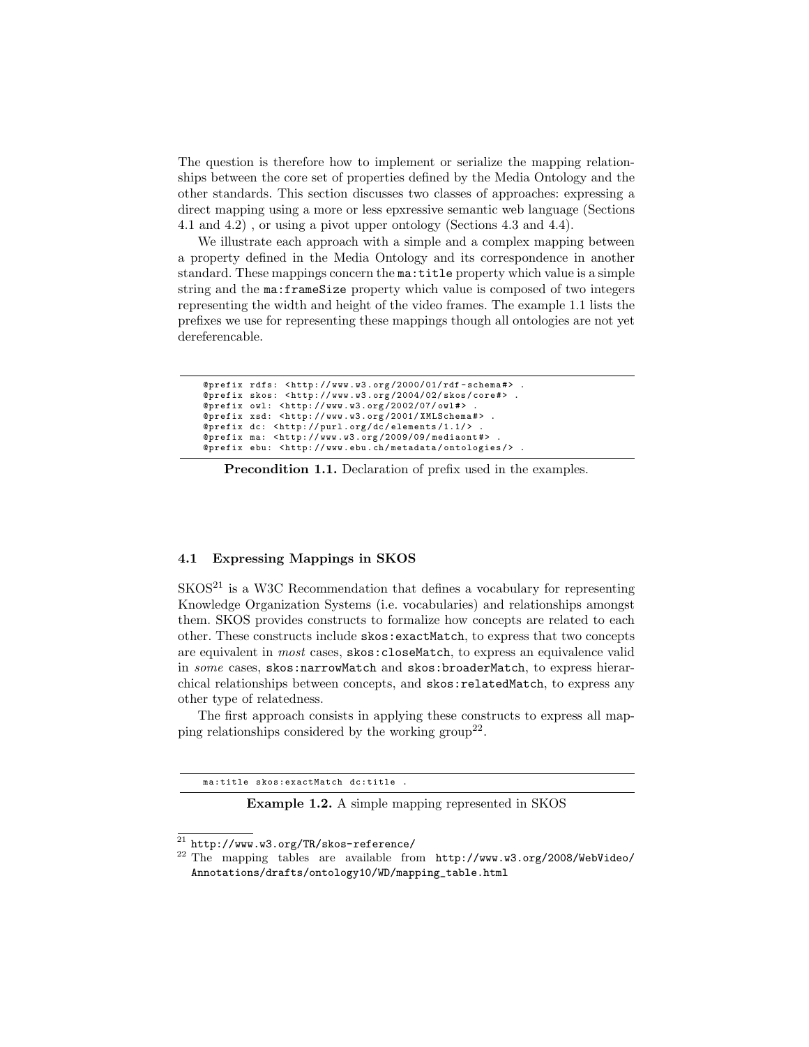The question is therefore how to implement or serialize the mapping relationships between the core set of properties defined by the Media Ontology and the other standards. This section discusses two classes of approaches: expressing a direct mapping using a more or less epxressive semantic web language (Sections 4.1 and 4.2) , or using a pivot upper ontology (Sections 4.3 and 4.4).

We illustrate each approach with a simple and a complex mapping between a property defined in the Media Ontology and its correspondence in another standard. These mappings concern the `ma:title` property which value is a simple string and the `ma:frameSize` property which value is composed of two integers representing the width and height of the video frames. The example 1.1 lists the prefixes we use for representing these mappings though all ontologies are not yet dereferencable.

```
@prefix rdfs: <http://www.w3.org/2000/01/rdf-schema#> .
@prefix skos: <http://www.w3.org/2004/02/skos/core#> .
@prefix owl: <http://www.w3.org/2002/07/owl#> .
@prefix xsd: <http://www.w3.org/2001/XMLSchema#> .
@prefix dc: <http://purl.org/dc/elements/1.1/> .
@prefix ma: <http://www.w3.org/2009/09/mediaont#> .
@prefix ebu: <http://www.ebu.ch/metadata/ontologies/> .
```

**Precondition 1.1.** Declaration of prefix used in the examples.

### 4.1 Expressing Mappings in SKOS

SKOS[21] is a W3C Recommendation that defines a vocabulary for representing Knowledge Organization Systems (i.e. vocabularies) and relationships amongst them. SKOS provides constructs to formalize how concepts are related to each other. These constructs include `skos:exactMatch`, to express that two concepts are equivalent in *most* cases, `skos:closeMatch`, to express an equivalence valid in *some* cases, `skos:narrowMatch` and `skos:broaderMatch`, to express hierarchical relationships between concepts, and `skos:relatedMatch`, to express any other type of relatedness.

The first approach consists in applying these constructs to express all mapping relationships considered by the working group[22].

```
ma:title skos:exactMatch dc:title .
```

**Example 1.2.** A simple mapping represented in SKOS

[21] http://www.w3.org/TR/skos-reference/

[22] The mapping tables are available from http://www.w3.org/2008/WebVideo/Annotations/drafts/ontology10/WD/mapping_table.html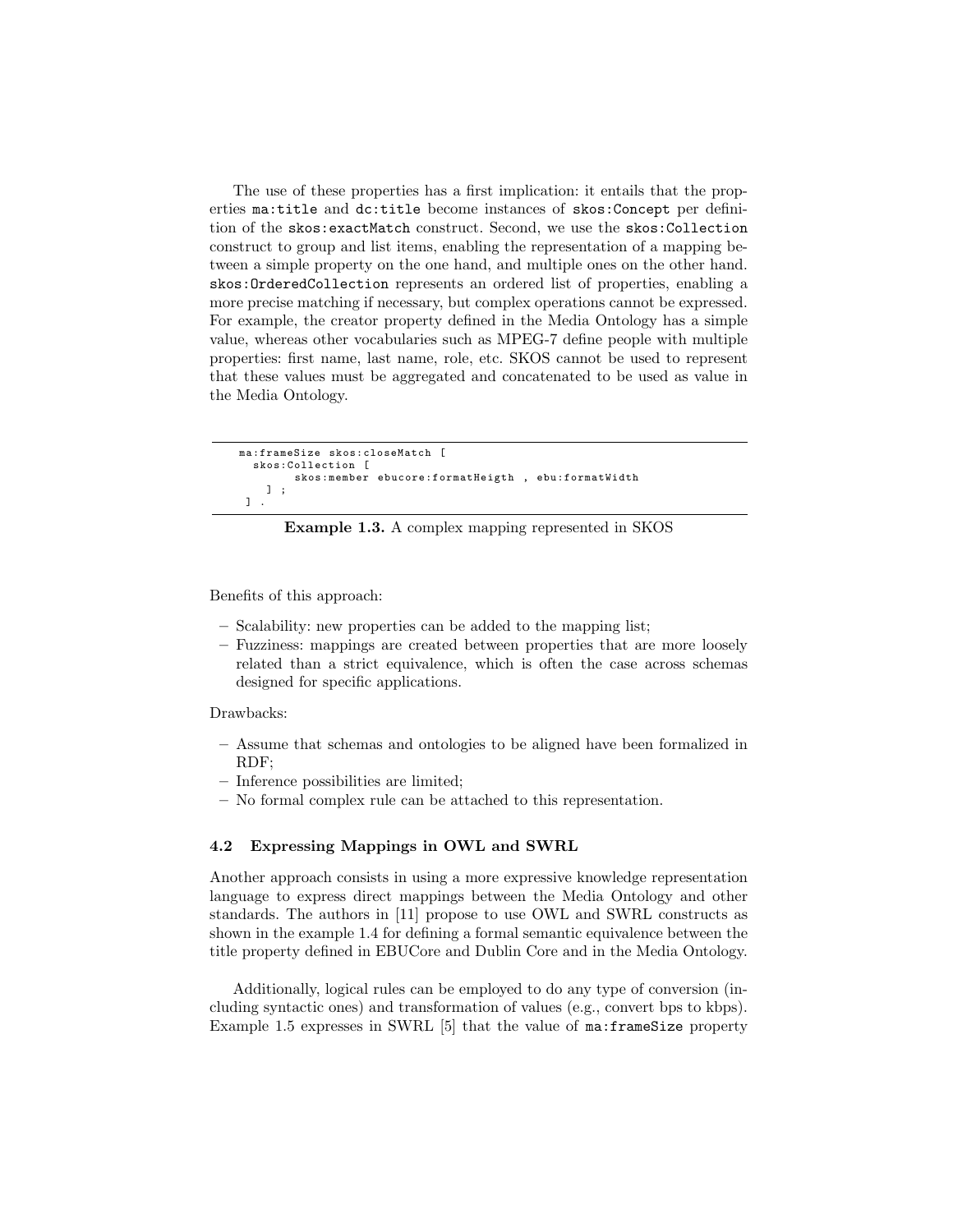The use of these properties has a first implication: it entails that the properties `ma:title` and `dc:title` become instances of `skos:Concept` per definition of the `skos:exactMatch` construct. Second, we use the `skos:Collection` construct to group and list items, enabling the representation of a mapping between a simple property on the one hand, and multiple ones on the other hand. `skos:OrderedCollection` represents an ordered list of properties, enabling a more precise matching if necessary, but complex operations cannot be expressed. For example, the creator property defined in the Media Ontology has a simple value, whereas other vocabularies such as MPEG-7 define people with multiple properties: first name, last name, role, etc. SKOS cannot be used to represent that these values must be aggregated and concatenated to be used as value in the Media Ontology.

```
ma:frameSize skos:closeMatch [
  skos:Collection [
       skos:member ebucore:formatHeigth , ebu:formatWidth
    ] ;
  ] .
```

**Example 1.3.** A complex mapping represented in SKOS

Benefits of this approach:

- Scalability: new properties can be added to the mapping list;
- Fuzziness: mappings are created between properties that are more loosely related than a strict equivalence, which is often the case across schemas designed for specific applications.

Drawbacks:

- Assume that schemas and ontologies to be aligned have been formalized in RDF;
- Inference possibilities are limited;
- No formal complex rule can be attached to this representation.

### 4.2 Expressing Mappings in OWL and SWRL

Another approach consists in using a more expressive knowledge representation language to express direct mappings between the Media Ontology and other standards. The authors in [11] propose to use OWL and SWRL constructs as shown in the example 1.4 for defining a formal semantic equivalence between the title property defined in EBUCore and Dublin Core and in the Media Ontology.

Additionally, logical rules can be employed to do any type of conversion (including syntactic ones) and transformation of values (e.g., convert bps to kbps). Example 1.5 expresses in SWRL [5] that the value of `ma:frameSize` property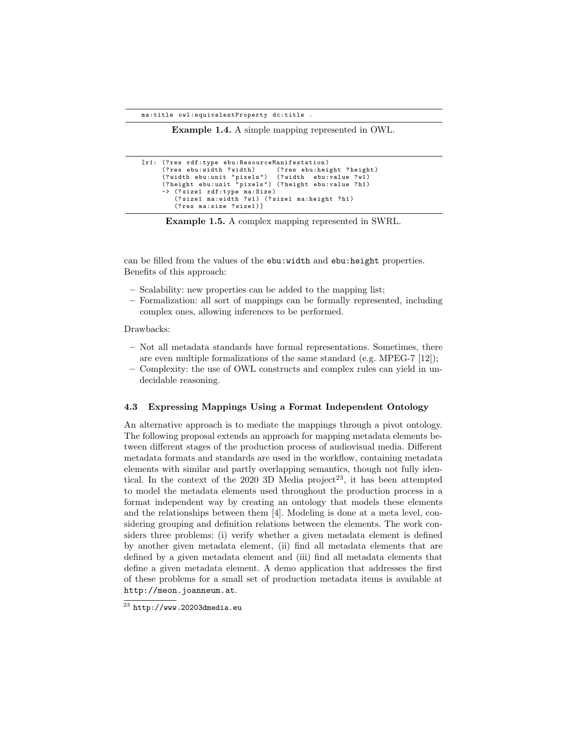```
ma:title owl:equivalentProperty dc:title .
```

**Example 1.4.** A simple mapping represented in OWL.

```
[r1: (?res rdf:type ebu:ResourceManifestation)
     (?res ebu:width ?width)     (?res ebu:height ?height)
     (?width ebu:unit "pixels")  (?width  ebu:value ?w1)
     (?height ebu:unit "pixels") (?height ebu:value ?h1)
     -> (?size1 rdf:type ma:Size)
        (?size1 ma:width ?w1) (?size1 ma:height ?h1)
        (?res ma:size ?size1)]
```

**Example 1.5.** A complex mapping represented in SWRL.

can be filled from the values of the `ebu:width` and `ebu:height` properties. Benefits of this approach:

- Scalability: new properties can be added to the mapping list;
- Formalization: all sort of mappings can be formally represented, including complex ones, allowing inferences to be performed.

Drawbacks:

- Not all metadata standards have formal representations. Sometimes, there are even multiple formalizations of the same standard (e.g. MPEG-7 [12]);
- Complexity: the use of OWL constructs and complex rules can yield in undecidable reasoning.

### 4.3 Expressing Mappings Using a Format Independent Ontology

An alternative approach is to mediate the mappings through a pivot ontology. The following proposal extends an approach for mapping metadata elements between different stages of the production process of audiovisual media. Different metadata formats and standards are used in the workflow, containing metadata elements with similar and partly overlapping semantics, though not fully identical. In the context of the 2020 3D Media project[23], it has been attempted to model the metadata elements used throughout the production process in a format independent way by creating an ontology that models these elements and the relationships between them [4]. Modeling is done at a meta level, considering grouping and definition relations between the elements. The work considers three problems: (i) verify whether a given metadata element is defined by another given metadata element, (ii) find all metadata elements that are defined by a given metadata element and (iii) find all metadata elements that define a given metadata element. A demo application that addresses the first of these problems for a small set of production metadata items is available at `http://meon.joanneum.at`.

[23] `http://www.20203dmedia.eu`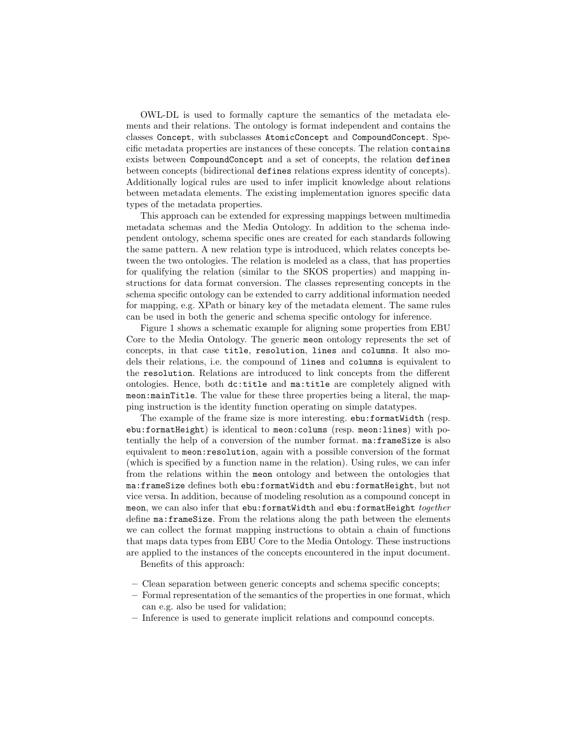OWL-DL is used to formally capture the semantics of the metadata elements and their relations. The ontology is format independent and contains the classes `Concept`, with subclasses `AtomicConcept` and `CompoundConcept`. Specific metadata properties are instances of these concepts. The relation `contains` exists between `CompoundConcept` and a set of concepts, the relation `defines` between concepts (bidirectional `defines` relations express identity of concepts). Additionally logical rules are used to infer implicit knowledge about relations between metadata elements. The existing implementation ignores specific data types of the metadata properties.

This approach can be extended for expressing mappings between multimedia metadata schemas and the Media Ontology. In addition to the schema independent ontology, schema specific ones are created for each standards following the same pattern. A new relation type is introduced, which relates concepts between the two ontologies. The relation is modeled as a class, that has properties for qualifying the relation (similar to the SKOS properties) and mapping instructions for data format conversion. The classes representing concepts in the schema specific ontology can be extended to carry additional information needed for mapping, e.g. XPath or binary key of the metadata element. The same rules can be used in both the generic and schema specific ontology for inference.

Figure 1 shows a schematic example for aligning some properties from EBU Core to the Media Ontology. The generic `meon` ontology represents the set of concepts, in that case `title`, `resolution`, `lines` and `columns`. It also models their relations, i.e. the compound of `lines` and `columns` is equivalent to the `resolution`. Relations are introduced to link concepts from the different ontologies. Hence, both `dc:title` and `ma:title` are completely aligned with `meon:mainTitle`. The value for these three properties being a literal, the mapping instruction is the identity function operating on simple datatypes.

The example of the frame size is more interesting. `ebu:formatWidth` (resp. `ebu:formatHeight`) is identical to `meon:colums` (resp. `meon:lines`) with potentially the help of a conversion of the number format. `ma:frameSize` is also equivalent to `meon:resolution`, again with a possible conversion of the format (which is specified by a function name in the relation). Using rules, we can infer from the relations within the `meon` ontology and between the ontologies that `ma:frameSize` defines both `ebu:formatWidth` and `ebu:formatHeight`, but not vice versa. In addition, because of modeling resolution as a compound concept in `meon`, we can also infer that `ebu:formatWidth` and `ebu:formatHeight` *together* define `ma:frameSize`. From the relations along the path between the elements we can collect the format mapping instructions to obtain a chain of functions that maps data types from EBU Core to the Media Ontology. These instructions are applied to the instances of the concepts encountered in the input document.

Benefits of this approach:

- Clean separation between generic concepts and schema specific concepts;
- Formal representation of the semantics of the properties in one format, which can e.g. also be used for validation;
- Inference is used to generate implicit relations and compound concepts.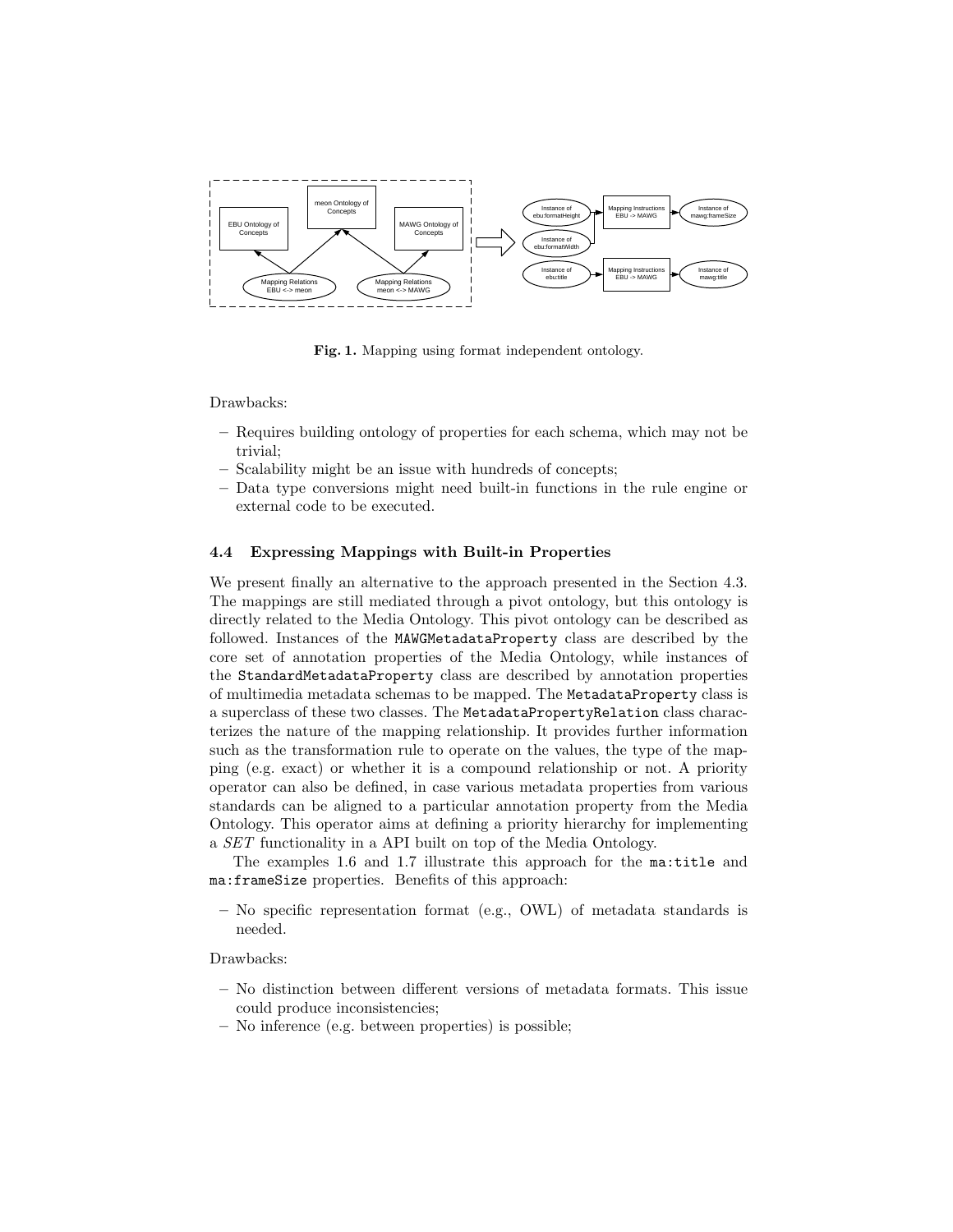**Fig. 1.** Mapping using format independent ontology.

Drawbacks:

- Requires building ontology of properties for each schema, which may not be trivial;
- Scalability might be an issue with hundreds of concepts;
- Data type conversions might need built-in functions in the rule engine or external code to be executed.

### 4.4 Expressing Mappings with Built-in Properties

We present finally an alternative to the approach presented in the Section 4.3. The mappings are still mediated through a pivot ontology, but this ontology is directly related to the Media Ontology. This pivot ontology can be described as followed. Instances of the `MAWGMetadataProperty` class are described by the core set of annotation properties of the Media Ontology, while instances of the `StandardMetadataProperty` class are described by annotation properties of multimedia metadata schemas to be mapped. The `MetadataProperty` class is a superclass of these two classes. The `MetadataPropertyRelation` class characterizes the nature of the mapping relationship. It provides further information such as the transformation rule to operate on the values, the type of the mapping (e.g. exact) or whether it is a compound relationship or not. A priority operator can also be defined, in case various metadata properties from various standards can be aligned to a particular annotation property from the Media Ontology. This operator aims at defining a priority hierarchy for implementing a *SET* functionality in a API built on top of the Media Ontology.

The examples 1.6 and 1.7 illustrate this approach for the `ma:title` and `ma:frameSize` properties. Benefits of this approach:

- No specific representation format (e.g., OWL) of metadata standards is needed.

Drawbacks:

- No distinction between different versions of metadata formats. This issue could produce inconsistencies;
- No inference (e.g. between properties) is possible;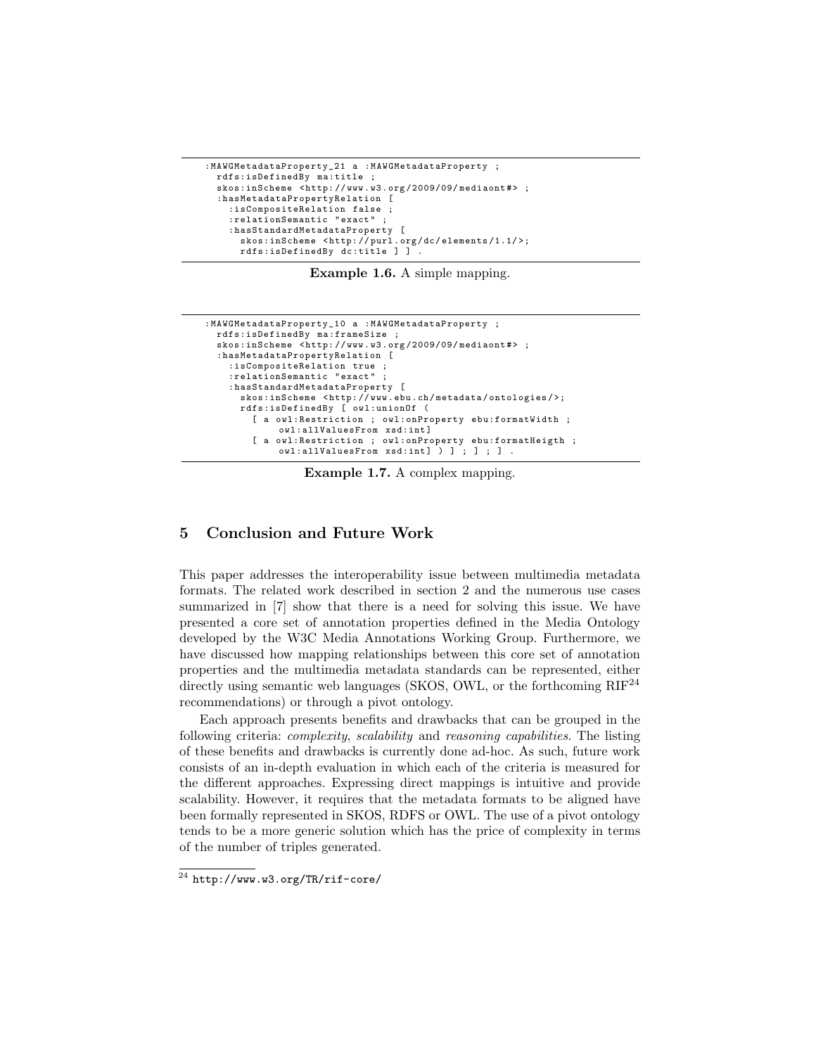```
:MAWGMetadataProperty_21 a :MAWGMetadataProperty ;
  rdfs:isDefinedBy ma:title ;
  skos:inScheme <http://www.w3.org/2009/09/mediaont#> ;
  :hasMetadataPropertyRelation [
    :isCompositeRelation false ;
    :relationSemantic "exact" ;
    :hasStandardMetadataProperty [
      skos:inScheme <http://purl.org/dc/elements/1.1/>;
      rdfs:isDefinedBy dc:title ] ] .
```

**Example 1.6.** A simple mapping.

```
:MAWGMetadataProperty_10 a :MAWGMetadataProperty ;
  rdfs:isDefinedBy ma:frameSize ;
  skos:inScheme <http://www.w3.org/2009/09/mediaont#> ;
  :hasMetadataPropertyRelation [
    :isCompositeRelation true ;
    :relationSemantic "exact" ;
    :hasStandardMetadataProperty [
      skos:inScheme <http://www.ebu.ch/metadata/ontologies/>;
      rdfs:isDefinedBy [ owl:unionOf (
        [ a owl:Restriction ; owl:onProperty ebu:formatWidth ;
            owl:allValuesFrom xsd:int]
        [ a owl:Restriction ; owl:onProperty ebu:formatHeigth ;
            owl:allValuesFrom xsd:int] ) ] ; ] ; ] .
```

**Example 1.7.** A complex mapping.

## 5 Conclusion and Future Work

This paper addresses the interoperability issue between multimedia metadata formats. The related work described in section 2 and the numerous use cases summarized in [7] show that there is a need for solving this issue. We have presented a core set of annotation properties defined in the Media Ontology developed by the W3C Media Annotations Working Group. Furthermore, we have discussed how mapping relationships between this core set of annotation properties and the multimedia metadata standards can be represented, either directly using semantic web languages (SKOS, OWL, or the forthcoming RIF[24] recommendations) or through a pivot ontology.

Each approach presents benefits and drawbacks that can be grouped in the following criteria: *complexity*, *scalability* and *reasoning capabilities*. The listing of these benefits and drawbacks is currently done ad-hoc. As such, future work consists of an in-depth evaluation in which each of the criteria is measured for the different approaches. Expressing direct mappings is intuitive and provide scalability. However, it requires that the metadata formats to be aligned have been formally represented in SKOS, RDFS or OWL. The use of a pivot ontology tends to be a more generic solution which has the price of complexity in terms of the number of triples generated.

[24] http://www.w3.org/TR/rif-core/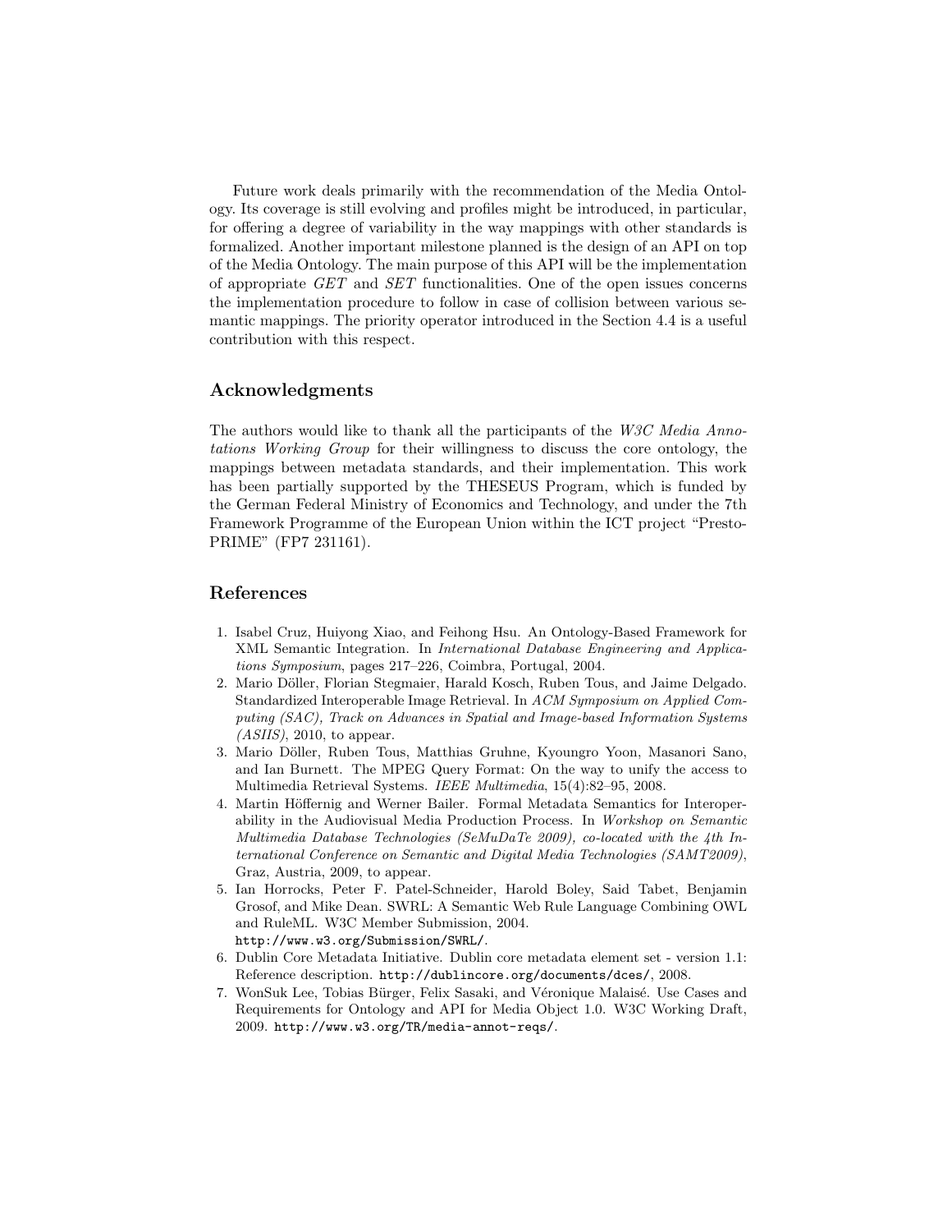Future work deals primarily with the recommendation of the Media Ontology. Its coverage is still evolving and profiles might be introduced, in particular, for offering a degree of variability in the way mappings with other standards is formalized. Another important milestone planned is the design of an API on top of the Media Ontology. The main purpose of this API will be the implementation of appropriate *GET* and *SET* functionalities. One of the open issues concerns the implementation procedure to follow in case of collision between various semantic mappings. The priority operator introduced in the Section 4.4 is a useful contribution with this respect.

## Acknowledgments

The authors would like to thank all the participants of the *W3C Media Annotations Working Group* for their willingness to discuss the core ontology, the mappings between metadata standards, and their implementation. This work has been partially supported by the THESEUS Program, which is funded by the German Federal Ministry of Economics and Technology, and under the 7th Framework Programme of the European Union within the ICT project "Presto-PRIME" (FP7 231161).

## References

1. Isabel Cruz, Huiyong Xiao, and Feihong Hsu. An Ontology-Based Framework for XML Semantic Integration. In *International Database Engineering and Applications Symposium*, pages 217–226, Coimbra, Portugal, 2004.
2. Mario Döller, Florian Stegmaier, Harald Kosch, Ruben Tous, and Jaime Delgado. Standardized Interoperable Image Retrieval. In *ACM Symposium on Applied Computing (SAC), Track on Advances in Spatial and Image-based Information Systems (ASIIS)*, 2010, to appear.
3. Mario Döller, Ruben Tous, Matthias Gruhne, Kyoungro Yoon, Masanori Sano, and Ian Burnett. The MPEG Query Format: On the way to unify the access to Multimedia Retrieval Systems. *IEEE Multimedia*, 15(4):82–95, 2008.
4. Martin Höffernig and Werner Bailer. Formal Metadata Semantics for Interoperability in the Audiovisual Media Production Process. In *Workshop on Semantic Multimedia Database Technologies (SeMuDaTe 2009), co-located with the 4th International Conference on Semantic and Digital Media Technologies (SAMT2009)*, Graz, Austria, 2009, to appear.
5. Ian Horrocks, Peter F. Patel-Schneider, Harold Boley, Said Tabet, Benjamin Grosof, and Mike Dean. SWRL: A Semantic Web Rule Language Combining OWL and RuleML. W3C Member Submission, 2004. `http://www.w3.org/Submission/SWRL/`.
6. Dublin Core Metadata Initiative. Dublin core metadata element set - version 1.1: Reference description. `http://dublincore.org/documents/dces/`, 2008.
7. WonSuk Lee, Tobias Bürger, Felix Sasaki, and Véronique Malaisé. Use Cases and Requirements for Ontology and API for Media Object 1.0. W3C Working Draft, 2009. `http://www.w3.org/TR/media-annot-reqs/`.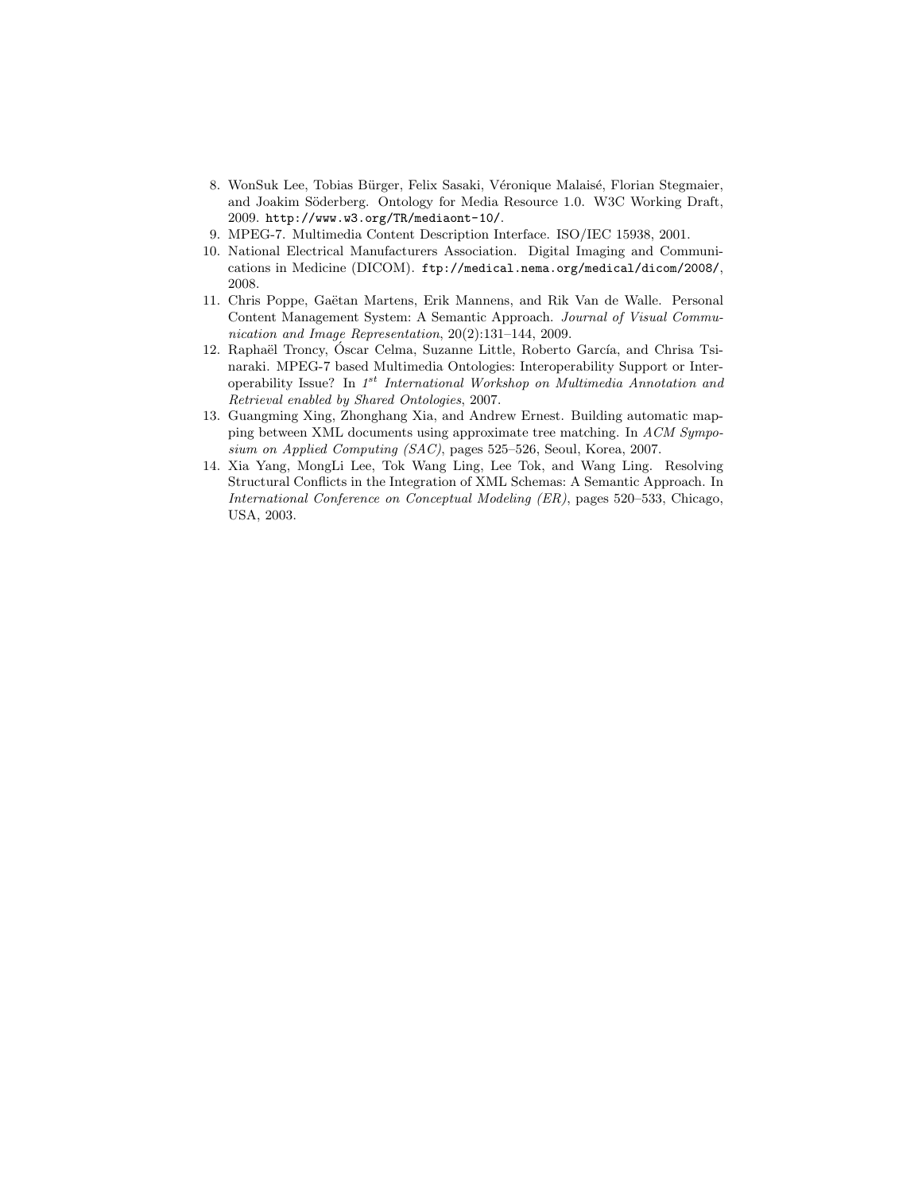8. WonSuk Lee, Tobias Bürger, Felix Sasaki, Véronique Malaisé, Florian Stegmaier, and Joakim Söderberg. Ontology for Media Resource 1.0. W3C Working Draft, 2009. `http://www.w3.org/TR/mediaont-10/`.
9. MPEG-7. Multimedia Content Description Interface. ISO/IEC 15938, 2001.
10. National Electrical Manufacturers Association. Digital Imaging and Communications in Medicine (DICOM). `ftp://medical.nema.org/medical/dicom/2008/`, 2008.
11. Chris Poppe, Gaëtan Martens, Erik Mannens, and Rik Van de Walle. Personal Content Management System: A Semantic Approach. *Journal of Visual Communication and Image Representation*, 20(2):131–144, 2009.
12. Raphaël Troncy, Óscar Celma, Suzanne Little, Roberto García, and Chrisa Tsinaraki. MPEG-7 based Multimedia Ontologies: Interoperability Support or Interoperability Issue? In *1st International Workshop on Multimedia Annotation and Retrieval enabled by Shared Ontologies*, 2007.
13. Guangming Xing, Zhonghang Xia, and Andrew Ernest. Building automatic mapping between XML documents using approximate tree matching. In *ACM Symposium on Applied Computing (SAC)*, pages 525–526, Seoul, Korea, 2007.
14. Xia Yang, MongLi Lee, Tok Wang Ling, Lee Tok, and Wang Ling. Resolving Structural Conflicts in the Integration of XML Schemas: A Semantic Approach. In *International Conference on Conceptual Modeling (ER)*, pages 520–533, Chicago, USA, 2003.